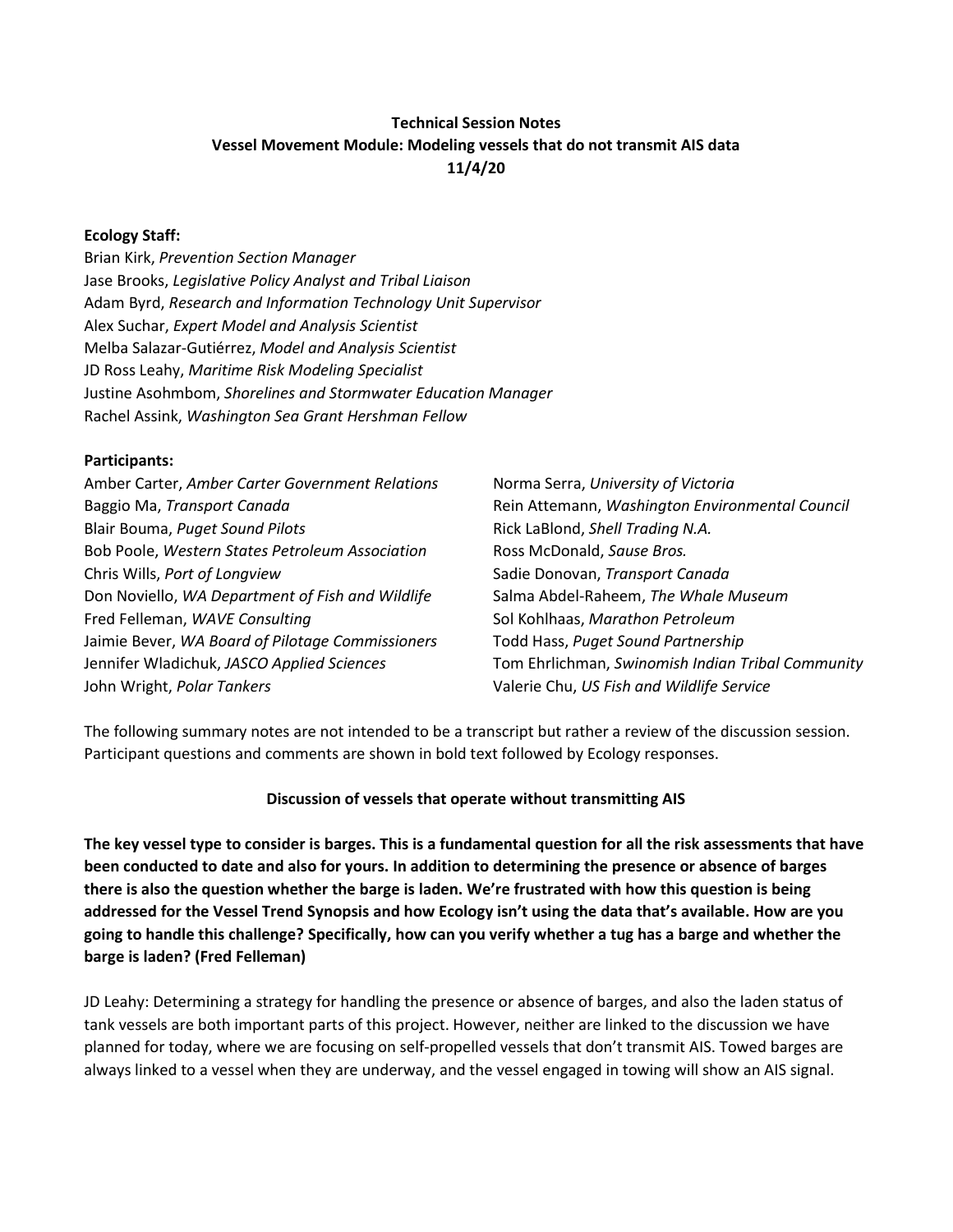**Technical Session Notes**

**Vessel Movement Module: Modeling vessels that do not transmit AIS data**

**11/4/20**

**Ecology Staff:**

Brian Kirk, *Prevention Section Manager*
Jase Brooks, *Legislative Policy Analyst and Tribal Liaison*
Adam Byrd, *Research and Information Technology Unit Supervisor*
Alex Suchar, *Expert Model and Analysis Scientist*
Melba Salazar-Gutiérrez, *Model and Analysis Scientist*
JD Ross Leahy, *Maritime Risk Modeling Specialist*
Justine Asohmbom, *Shorelines and Stormwater Education Manager*
Rachel Assink, *Washington Sea Grant Hershman Fellow*

**Participants:**

Amber Carter, *Amber Carter Government Relations*
Baggio Ma, *Transport Canada*
Blair Bouma, *Puget Sound Pilots*
Bob Poole, *Western States Petroleum Association*
Chris Wills, *Port of Longview*
Don Noviello, *WA Department of Fish and Wildlife*
Fred Felleman, *WAVE Consulting*
Jaimie Bever, *WA Board of Pilotage Commissioners*
Jennifer Wladichuk, *JASCO Applied Sciences*
John Wright, *Polar Tankers*
Norma Serra, *University of Victoria*
Rein Attemann, *Washington Environmental Council*
Rick LaBlond, *Shell Trading N.A.*
Ross McDonald, *Sause Bros.*
Sadie Donovan, *Transport Canada*
Salma Abdel-Raheem, *The Whale Museum*
Sol Kohlhaas, *Marathon Petroleum*
Todd Hass, *Puget Sound Partnership*
Tom Ehrlichman, *Swinomish Indian Tribal Community*
Valerie Chu, *US Fish and Wildlife Service*

The following summary notes are not intended to be a transcript but rather a review of the discussion session. Participant questions and comments are shown in bold text followed by Ecology responses.

**Discussion of vessels that operate without transmitting AIS**

**The key vessel type to consider is barges. This is a fundamental question for all the risk assessments that have been conducted to date and also for yours. In addition to determining the presence or absence of barges there is also the question whether the barge is laden. We're frustrated with how this question is being addressed for the Vessel Trend Synopsis and how Ecology isn't using the data that's available. How are you going to handle this challenge? Specifically, how can you verify whether a tug has a barge and whether the barge is laden? (Fred Felleman)**

JD Leahy: Determining a strategy for handling the presence or absence of barges, and also the laden status of tank vessels are both important parts of this project. However, neither are linked to the discussion we have planned for today, where we are focusing on self-propelled vessels that don't transmit AIS. Towed barges are always linked to a vessel when they are underway, and the vessel engaged in towing will show an AIS signal.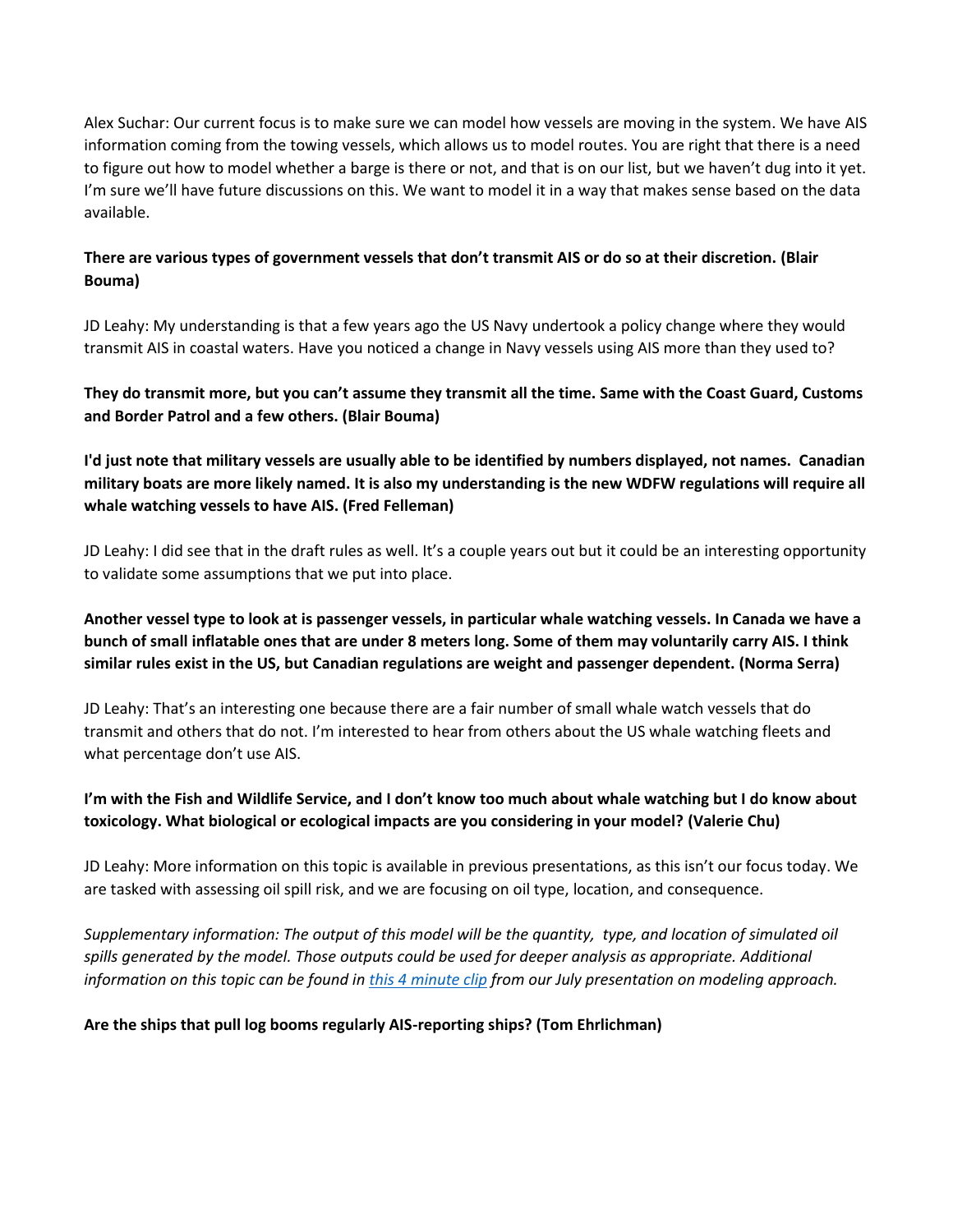Alex Suchar: Our current focus is to make sure we can model how vessels are moving in the system. We have AIS information coming from the towing vessels, which allows us to model routes. You are right that there is a need to figure out how to model whether a barge is there or not, and that is on our list, but we haven't dug into it yet. I'm sure we'll have future discussions on this. We want to model it in a way that makes sense based on the data available.

**There are various types of government vessels that don't transmit AIS or do so at their discretion. (Blair Bouma)**

JD Leahy: My understanding is that a few years ago the US Navy undertook a policy change where they would transmit AIS in coastal waters. Have you noticed a change in Navy vessels using AIS more than they used to?

**They do transmit more, but you can't assume they transmit all the time. Same with the Coast Guard, Customs and Border Patrol and a few others. (Blair Bouma)**

**I'd just note that military vessels are usually able to be identified by numbers displayed, not names. Canadian military boats are more likely named. It is also my understanding is the new WDFW regulations will require all whale watching vessels to have AIS. (Fred Felleman)**

JD Leahy: I did see that in the draft rules as well. It's a couple years out but it could be an interesting opportunity to validate some assumptions that we put into place.

**Another vessel type to look at is passenger vessels, in particular whale watching vessels. In Canada we have a bunch of small inflatable ones that are under 8 meters long. Some of them may voluntarily carry AIS. I think similar rules exist in the US, but Canadian regulations are weight and passenger dependent. (Norma Serra)**

JD Leahy: That's an interesting one because there are a fair number of small whale watch vessels that do transmit and others that do not. I'm interested to hear from others about the US whale watching fleets and what percentage don't use AIS.

**I'm with the Fish and Wildlife Service, and I don't know too much about whale watching but I do know about toxicology. What biological or ecological impacts are you considering in your model? (Valerie Chu)**

JD Leahy: More information on this topic is available in previous presentations, as this isn't our focus today. We are tasked with assessing oil spill risk, and we are focusing on oil type, location, and consequence.

*Supplementary information: The output of this model will be the quantity, type, and location of simulated oil spills generated by the model. Those outputs could be used for deeper analysis as appropriate. Additional information on this topic can be found in [this 4 minute clip] from our July presentation on modeling approach.*

**Are the ships that pull log booms regularly AIS-reporting ships? (Tom Ehrlichman)**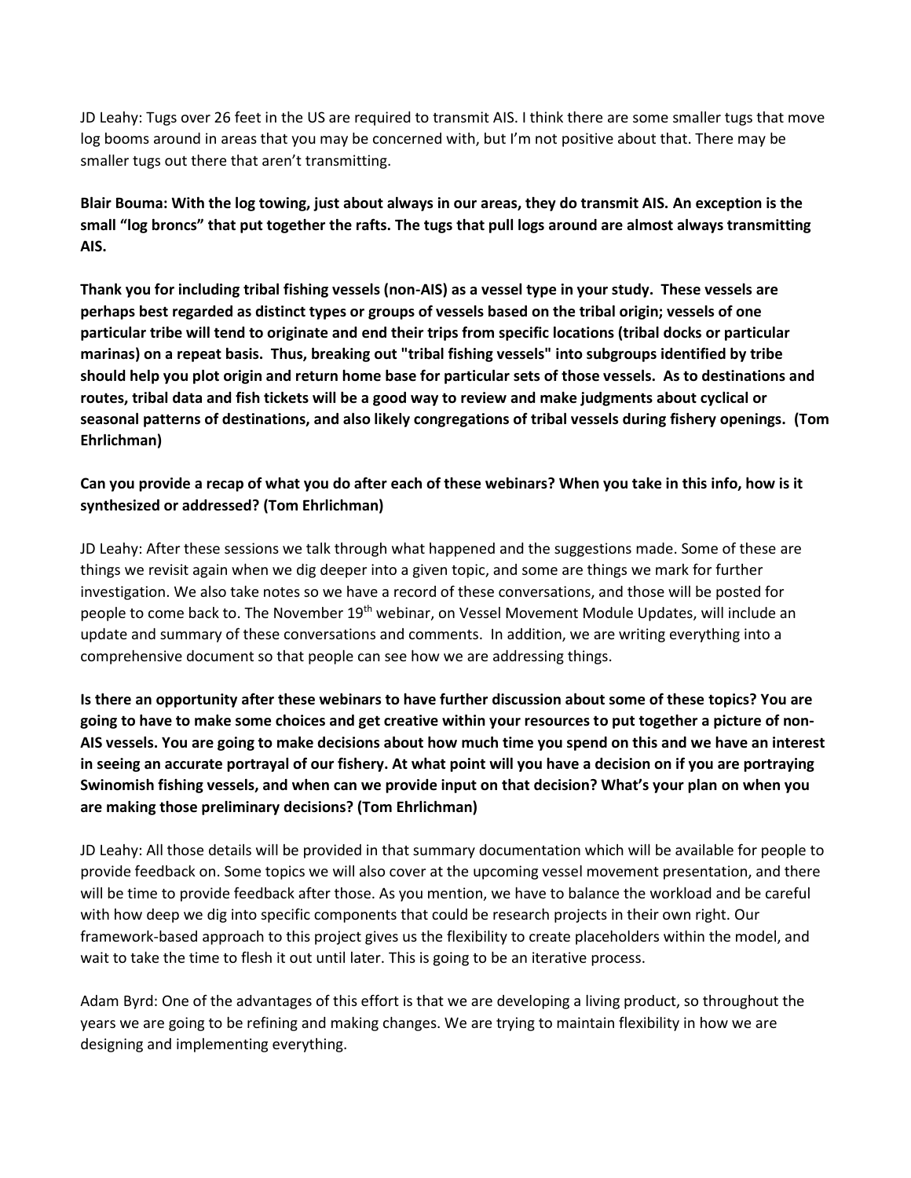JD Leahy: Tugs over 26 feet in the US are required to transmit AIS. I think there are some smaller tugs that move log booms around in areas that you may be concerned with, but I'm not positive about that. There may be smaller tugs out there that aren't transmitting.

**Blair Bouma: With the log towing, just about always in our areas, they do transmit AIS. An exception is the small "log broncs" that put together the rafts. The tugs that pull logs around are almost always transmitting AIS.**

**Thank you for including tribal fishing vessels (non-AIS) as a vessel type in your study. These vessels are perhaps best regarded as distinct types or groups of vessels based on the tribal origin; vessels of one particular tribe will tend to originate and end their trips from specific locations (tribal docks or particular marinas) on a repeat basis. Thus, breaking out "tribal fishing vessels" into subgroups identified by tribe should help you plot origin and return home base for particular sets of those vessels. As to destinations and routes, tribal data and fish tickets will be a good way to review and make judgments about cyclical or seasonal patterns of destinations, and also likely congregations of tribal vessels during fishery openings. (Tom Ehrlichman)**

**Can you provide a recap of what you do after each of these webinars? When you take in this info, how is it synthesized or addressed? (Tom Ehrlichman)**

JD Leahy: After these sessions we talk through what happened and the suggestions made. Some of these are things we revisit again when we dig deeper into a given topic, and some are things we mark for further investigation. We also take notes so we have a record of these conversations, and those will be posted for people to come back to. The November 19th webinar, on Vessel Movement Module Updates, will include an update and summary of these conversations and comments. In addition, we are writing everything into a comprehensive document so that people can see how we are addressing things.

**Is there an opportunity after these webinars to have further discussion about some of these topics? You are going to have to make some choices and get creative within your resources to put together a picture of non-AIS vessels. You are going to make decisions about how much time you spend on this and we have an interest in seeing an accurate portrayal of our fishery. At what point will you have a decision on if you are portraying Swinomish fishing vessels, and when can we provide input on that decision? What's your plan on when you are making those preliminary decisions? (Tom Ehrlichman)**

JD Leahy: All those details will be provided in that summary documentation which will be available for people to provide feedback on. Some topics we will also cover at the upcoming vessel movement presentation, and there will be time to provide feedback after those. As you mention, we have to balance the workload and be careful with how deep we dig into specific components that could be research projects in their own right. Our framework-based approach to this project gives us the flexibility to create placeholders within the model, and wait to take the time to flesh it out until later. This is going to be an iterative process.

Adam Byrd: One of the advantages of this effort is that we are developing a living product, so throughout the years we are going to be refining and making changes. We are trying to maintain flexibility in how we are designing and implementing everything.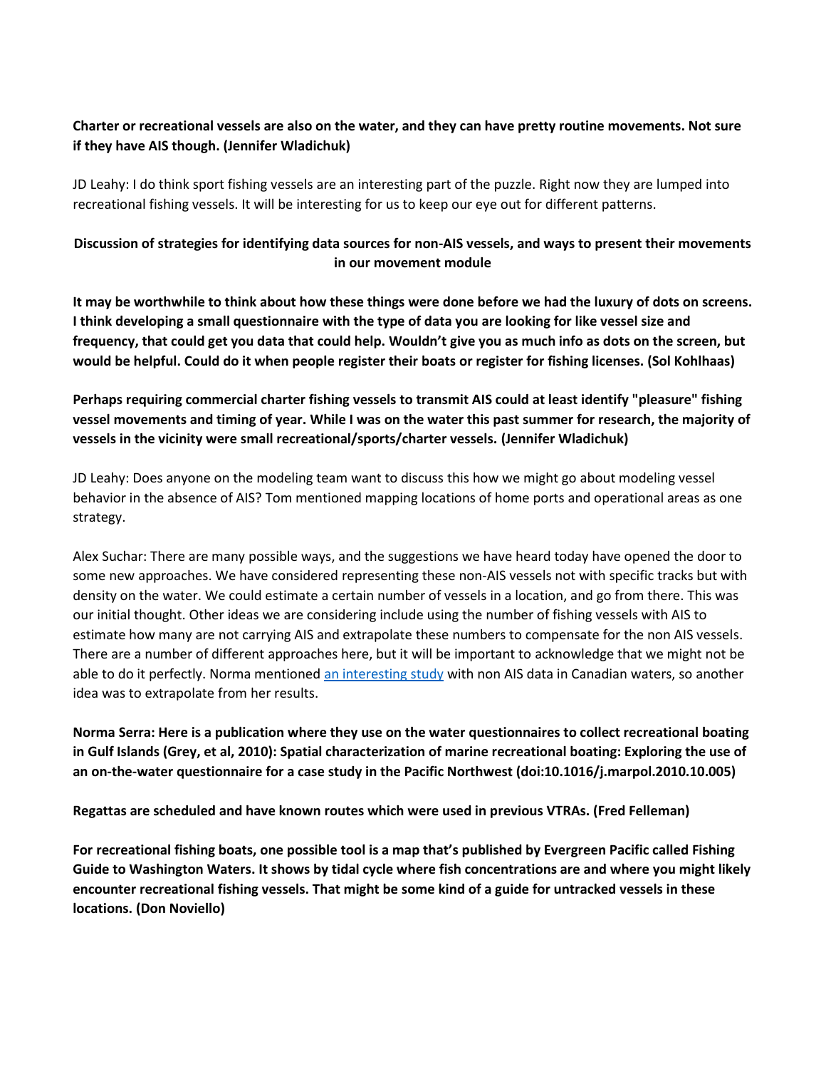**Charter or recreational vessels are also on the water, and they can have pretty routine movements. Not sure if they have AIS though. (Jennifer Wladichuk)**

JD Leahy: I do think sport fishing vessels are an interesting part of the puzzle. Right now they are lumped into recreational fishing vessels. It will be interesting for us to keep our eye out for different patterns.

**Discussion of strategies for identifying data sources for non-AIS vessels, and ways to present their movements in our movement module**

**It may be worthwhile to think about how these things were done before we had the luxury of dots on screens. I think developing a small questionnaire with the type of data you are looking for like vessel size and frequency, that could get you data that could help. Wouldn't give you as much info as dots on the screen, but would be helpful. Could do it when people register their boats or register for fishing licenses. (Sol Kohlhaas)**

**Perhaps requiring commercial charter fishing vessels to transmit AIS could at least identify "pleasure" fishing vessel movements and timing of year. While I was on the water this past summer for research, the majority of vessels in the vicinity were small recreational/sports/charter vessels. (Jennifer Wladichuk)**

JD Leahy: Does anyone on the modeling team want to discuss this how we might go about modeling vessel behavior in the absence of AIS? Tom mentioned mapping locations of home ports and operational areas as one strategy.

Alex Suchar: There are many possible ways, and the suggestions we have heard today have opened the door to some new approaches. We have considered representing these non-AIS vessels not with specific tracks but with density on the water. We could estimate a certain number of vessels in a location, and go from there. This was our initial thought. Other ideas we are considering include using the number of fishing vessels with AIS to estimate how many are not carrying AIS and extrapolate these numbers to compensate for the non AIS vessels. There are a number of different approaches here, but it will be important to acknowledge that we might not be able to do it perfectly. Norma mentioned an interesting study with non AIS data in Canadian waters, so another idea was to extrapolate from her results.

**Norma Serra: Here is a publication where they use on the water questionnaires to collect recreational boating in Gulf Islands (Grey, et al, 2010): Spatial characterization of marine recreational boating: Exploring the use of an on-the-water questionnaire for a case study in the Pacific Northwest (doi:10.1016/j.marpol.2010.10.005)**

**Regattas are scheduled and have known routes which were used in previous VTRAs. (Fred Felleman)**

**For recreational fishing boats, one possible tool is a map that's published by Evergreen Pacific called Fishing Guide to Washington Waters. It shows by tidal cycle where fish concentrations are and where you might likely encounter recreational fishing vessels. That might be some kind of a guide for untracked vessels in these locations. (Don Noviello)**